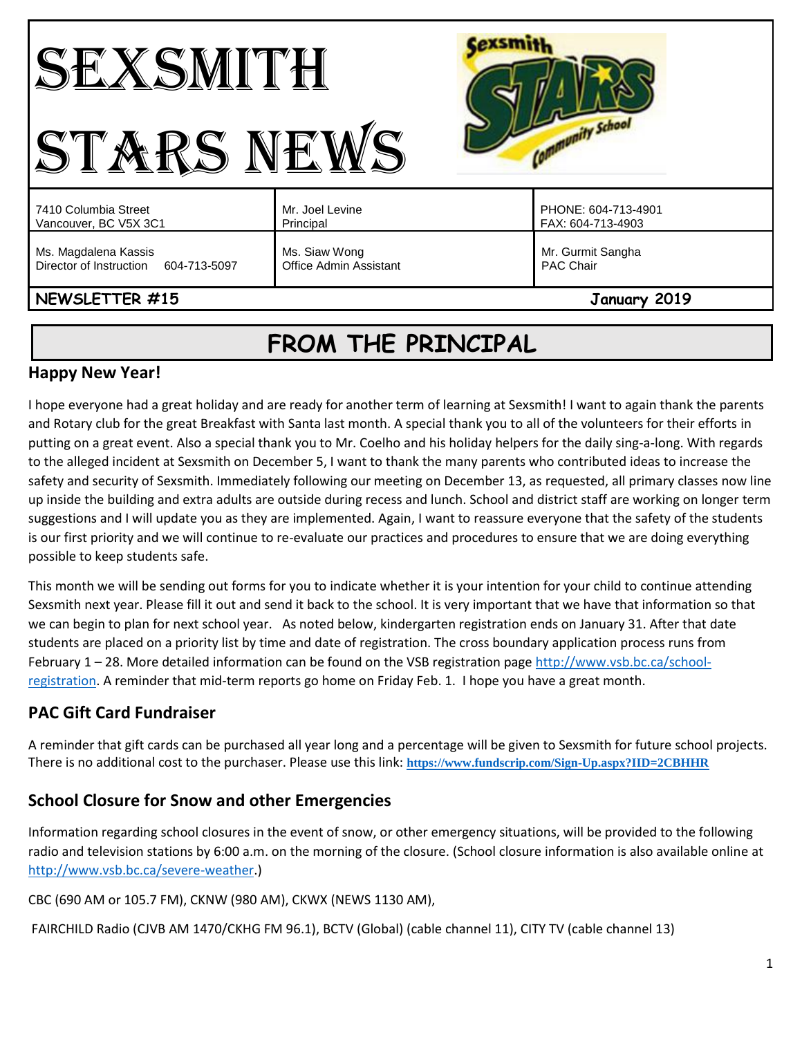# SEXSMITH STARS NEWS

| | | |
|---|---|---|
| 7410 Columbia Street<br>Vancouver, BC V5X 3C1 | Mr. Joel Levine<br>Principal | PHONE: 604-713-4901<br>FAX: 604-713-4903 |
| Ms. Magdalena Kassis<br>Director of Instruction 604-713-5097 | Ms. Siaw Wong<br>Office Admin Assistant | Mr. Gurmit Sangha<br>PAC Chair |

**NEWSLETTER #15** **January 2019**

## FROM THE PRINCIPAL

### Happy New Year!

I hope everyone had a great holiday and are ready for another term of learning at Sexsmith! I want to again thank the parents and Rotary club for the great Breakfast with Santa last month. A special thank you to all of the volunteers for their efforts in putting on a great event. Also a special thank you to Mr. Coelho and his holiday helpers for the daily sing-a-long. With regards to the alleged incident at Sexsmith on December 5, I want to thank the many parents who contributed ideas to increase the safety and security of Sexsmith. Immediately following our meeting on December 13, as requested, all primary classes now line up inside the building and extra adults are outside during recess and lunch. School and district staff are working on longer term suggestions and I will update you as they are implemented. Again, I want to reassure everyone that the safety of the students is our first priority and we will continue to re-evaluate our practices and procedures to ensure that we are doing everything possible to keep students safe.

This month we will be sending out forms for you to indicate whether it is your intention for your child to continue attending Sexsmith next year. Please fill it out and send it back to the school. It is very important that we have that information so that we can begin to plan for next school year. As noted below, kindergarten registration ends on January 31. After that date students are placed on a priority list by time and date of registration. The cross boundary application process runs from February 1 – 28. More detailed information can be found on the VSB registration page http://www.vsb.bc.ca/school-registration. A reminder that mid-term reports go home on Friday Feb. 1. I hope you have a great month.

### PAC Gift Card Fundraiser

A reminder that gift cards can be purchased all year long and a percentage will be given to Sexsmith for future school projects. There is no additional cost to the purchaser. Please use this link: **https://www.fundscrip.com/Sign-Up.aspx?IID=2CBHHR**

### School Closure for Snow and other Emergencies

Information regarding school closures in the event of snow, or other emergency situations, will be provided to the following radio and television stations by 6:00 a.m. on the morning of the closure. (School closure information is also available online at http://www.vsb.bc.ca/severe-weather.)

CBC (690 AM or 105.7 FM), CKNW (980 AM), CKWX (NEWS 1130 AM),

FAIRCHILD Radio (CJVB AM 1470/CKHG FM 96.1), BCTV (Global) (cable channel 11), CITY TV (cable channel 13)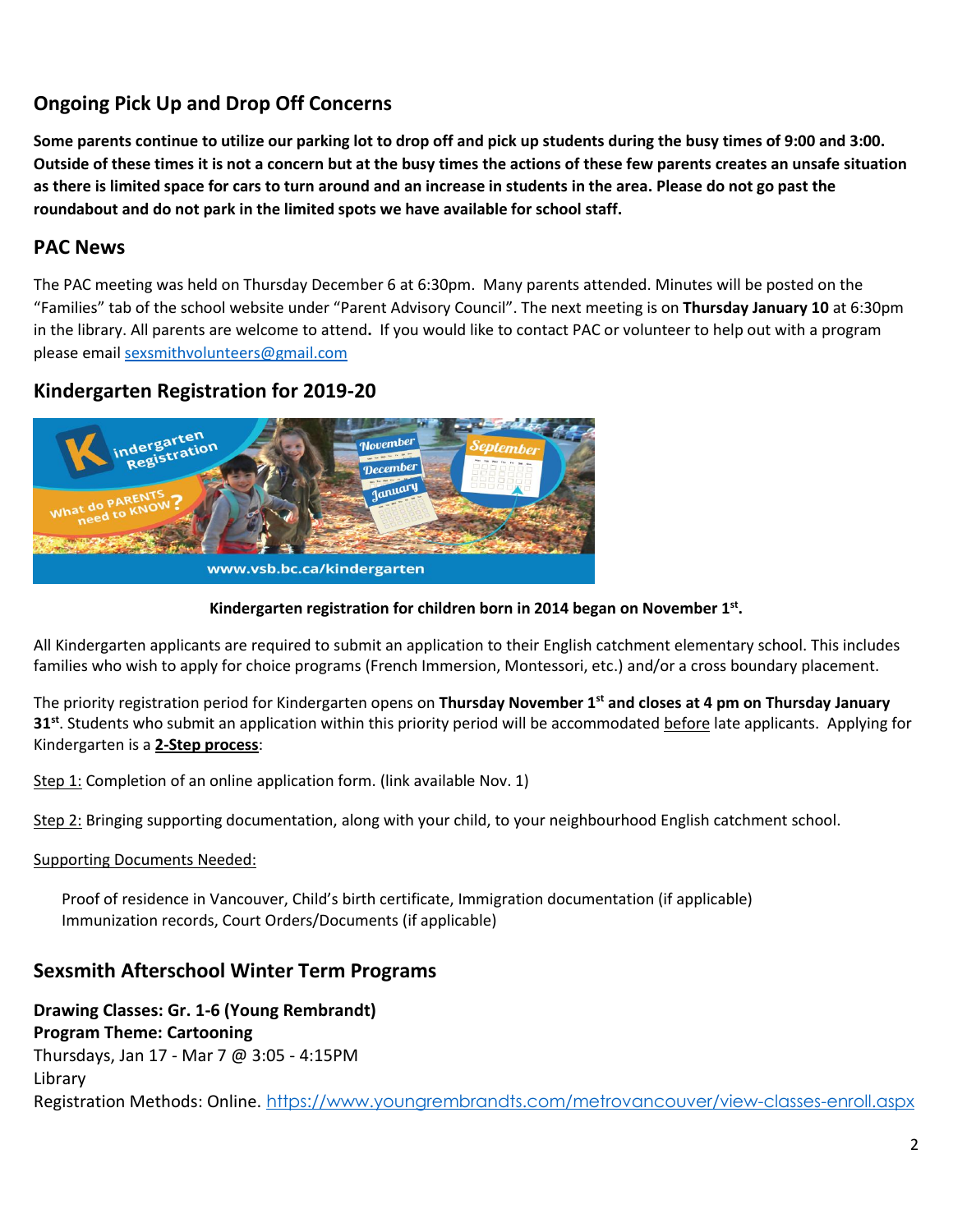## Ongoing Pick Up and Drop Off Concerns

**Some parents continue to utilize our parking lot to drop off and pick up students during the busy times of 9:00 and 3:00. Outside of these times it is not a concern but at the busy times the actions of these few parents creates an unsafe situation as there is limited space for cars to turn around and an increase in students in the area. Please do not go past the roundabout and do not park in the limited spots we have available for school staff.**

## PAC News

The PAC meeting was held on Thursday December 6 at 6:30pm. Many parents attended. Minutes will be posted on the "Families" tab of the school website under "Parent Advisory Council". The next meeting is on **Thursday January 10** at 6:30pm in the library. All parents are welcome to attend**.** If you would like to contact PAC or volunteer to help out with a program please email sexsmithvolunteers@gmail.com

## Kindergarten Registration for 2019-20

**Kindergarten registration for children born in 2014 began on November 1st.**

All Kindergarten applicants are required to submit an application to their English catchment elementary school. This includes families who wish to apply for choice programs (French Immersion, Montessori, etc.) and/or a cross boundary placement.

The priority registration period for Kindergarten opens on **Thursday November 1st and closes at 4 pm on Thursday January 31st**. Students who submit an application within this priority period will be accommodated before late applicants. Applying for Kindergarten is a **2-Step process**:

Step 1: Completion of an online application form. (link available Nov. 1)

Step 2: Bringing supporting documentation, along with your child, to your neighbourhood English catchment school.

Supporting Documents Needed:

Proof of residence in Vancouver, Child's birth certificate, Immigration documentation (if applicable)
Immunization records, Court Orders/Documents (if applicable)

## Sexsmith Afterschool Winter Term Programs

**Drawing Classes: Gr. 1-6 (Young Rembrandt)**
**Program Theme: Cartooning**
Thursdays, Jan 17 - Mar 7 @ 3:05 - 4:15PM
Library
Registration Methods: Online. https://www.youngrembrandts.com/metrovancouver/view-classes-enroll.aspx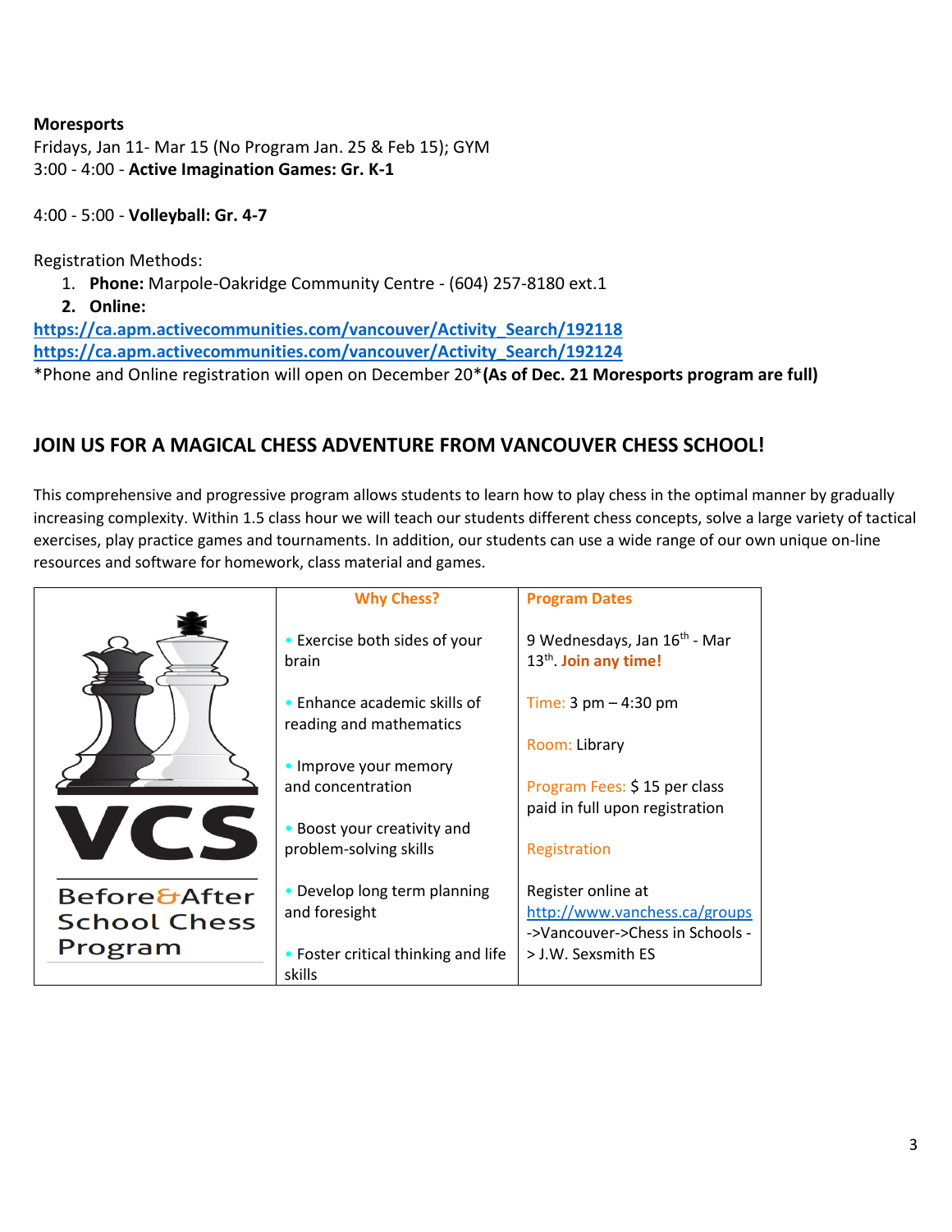**Moresports**
Fridays, Jan 11- Mar 15 (No Program Jan. 25 & Feb 15); GYM
3:00 - 4:00 - **Active Imagination Games: Gr. K-1**

4:00 - 5:00 - **Volleyball: Gr. 4-7**

Registration Methods:

1. **Phone:** Marpole-Oakridge Community Centre - (604) 257-8180 ext.1
2. **Online:**

**https://ca.apm.activecommunities.com/vancouver/Activity_Search/192118**
**https://ca.apm.activecommunities.com/vancouver/Activity_Search/192124**
*Phone and Online registration will open on December 20* **(As of Dec. 21 Moresports program are full)**

## JOIN US FOR A MAGICAL CHESS ADVENTURE FROM VANCOUVER CHESS SCHOOL!

This comprehensive and progressive program allows students to learn how to play chess in the optimal manner by gradually increasing complexity. Within 1.5 class hour we will teach our students different chess concepts, solve a large variety of tactical exercises, play practice games and tournaments. In addition, our students can use a wide range of our own unique on-line resources and software for homework, class material and games.

| | **Why Chess?** | **Program Dates** |
|---|---|---|
| VCS Before&After School Chess Program | • Exercise both sides of your brain<br>• Enhance academic skills of reading and mathematics<br>• Improve your memory and concentration<br>• Boost your creativity and problem-solving skills<br>• Develop long term planning and foresight<br>• Foster critical thinking and life skills | 9 Wednesdays, Jan 16th - Mar 13th. **Join any time!**<br>Time: 3 pm – 4:30 pm<br>Room: Library<br>Program Fees: $ 15 per class paid in full upon registration<br>Registration<br>Register online at http://www.vanchess.ca/groups ->Vancouver->Chess in Schools -> J.W. Sexsmith ES |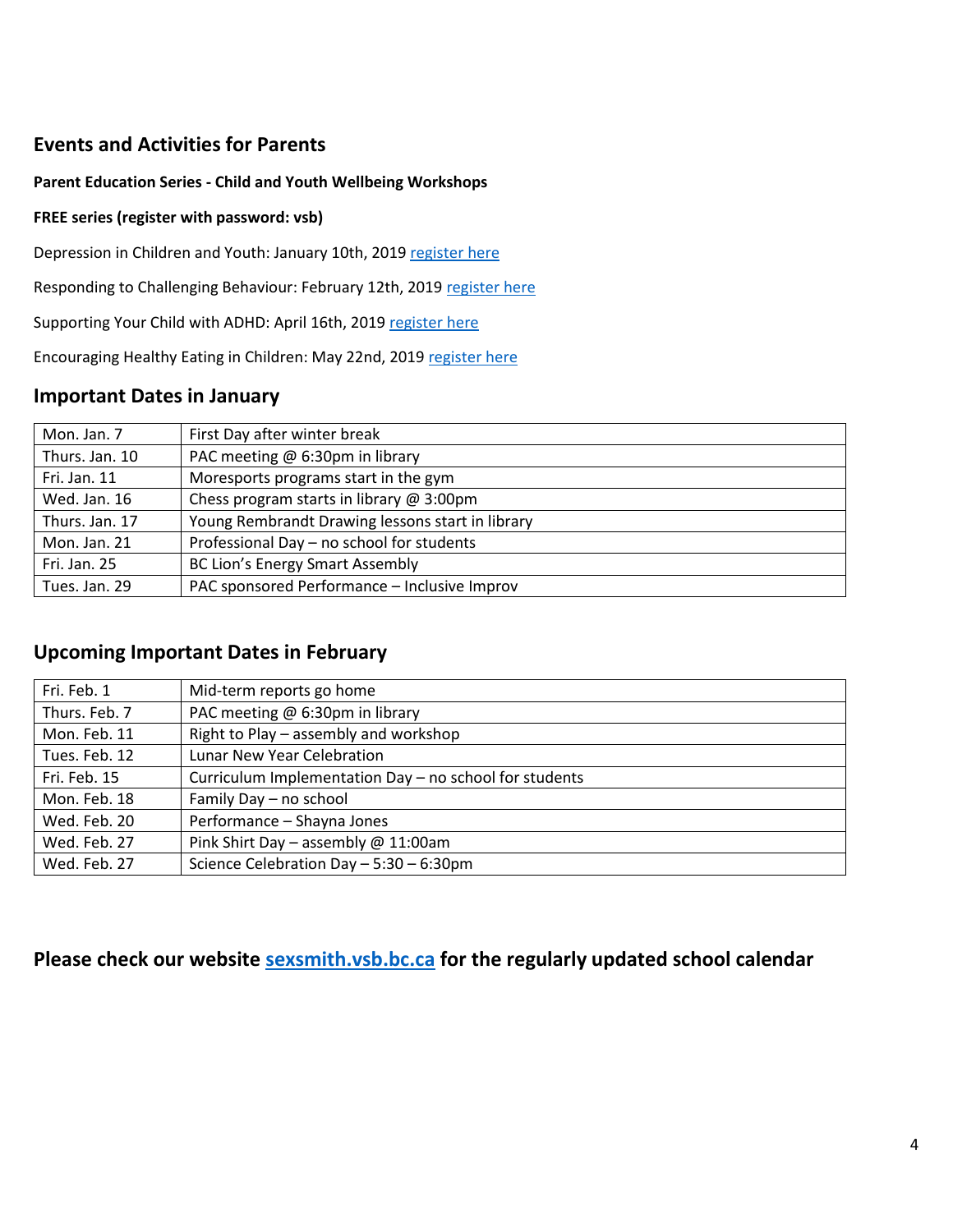## Events and Activities for Parents

**Parent Education Series - Child and Youth Wellbeing Workshops**

**FREE series (register with password: vsb)**

Depression in Children and Youth: January 10th, 2019 register here

Responding to Challenging Behaviour: February 12th, 2019 register here

Supporting Your Child with ADHD: April 16th, 2019 register here

Encouraging Healthy Eating in Children: May 22nd, 2019 register here

## Important Dates in January

| | |
|---|---|
| Mon. Jan. 7 | First Day after winter break |
| Thurs. Jan. 10 | PAC meeting @ 6:30pm in library |
| Fri. Jan. 11 | Moresports programs start in the gym |
| Wed. Jan. 16 | Chess program starts in library @ 3:00pm |
| Thurs. Jan. 17 | Young Rembrandt Drawing lessons start in library |
| Mon. Jan. 21 | Professional Day – no school for students |
| Fri. Jan. 25 | BC Lion's Energy Smart Assembly |
| Tues. Jan. 29 | PAC sponsored Performance – Inclusive Improv |

## Upcoming Important Dates in February

| | |
|---|---|
| Fri. Feb. 1 | Mid-term reports go home |
| Thurs. Feb. 7 | PAC meeting @ 6:30pm in library |
| Mon. Feb. 11 | Right to Play – assembly and workshop |
| Tues. Feb. 12 | Lunar New Year Celebration |
| Fri. Feb. 15 | Curriculum Implementation Day – no school for students |
| Mon. Feb. 18 | Family Day – no school |
| Wed. Feb. 20 | Performance – Shayna Jones |
| Wed. Feb. 27 | Pink Shirt Day – assembly @ 11:00am |
| Wed. Feb. 27 | Science Celebration Day – 5:30 – 6:30pm |

## Please check our website sexsmith.vsb.bc.ca for the regularly updated school calendar